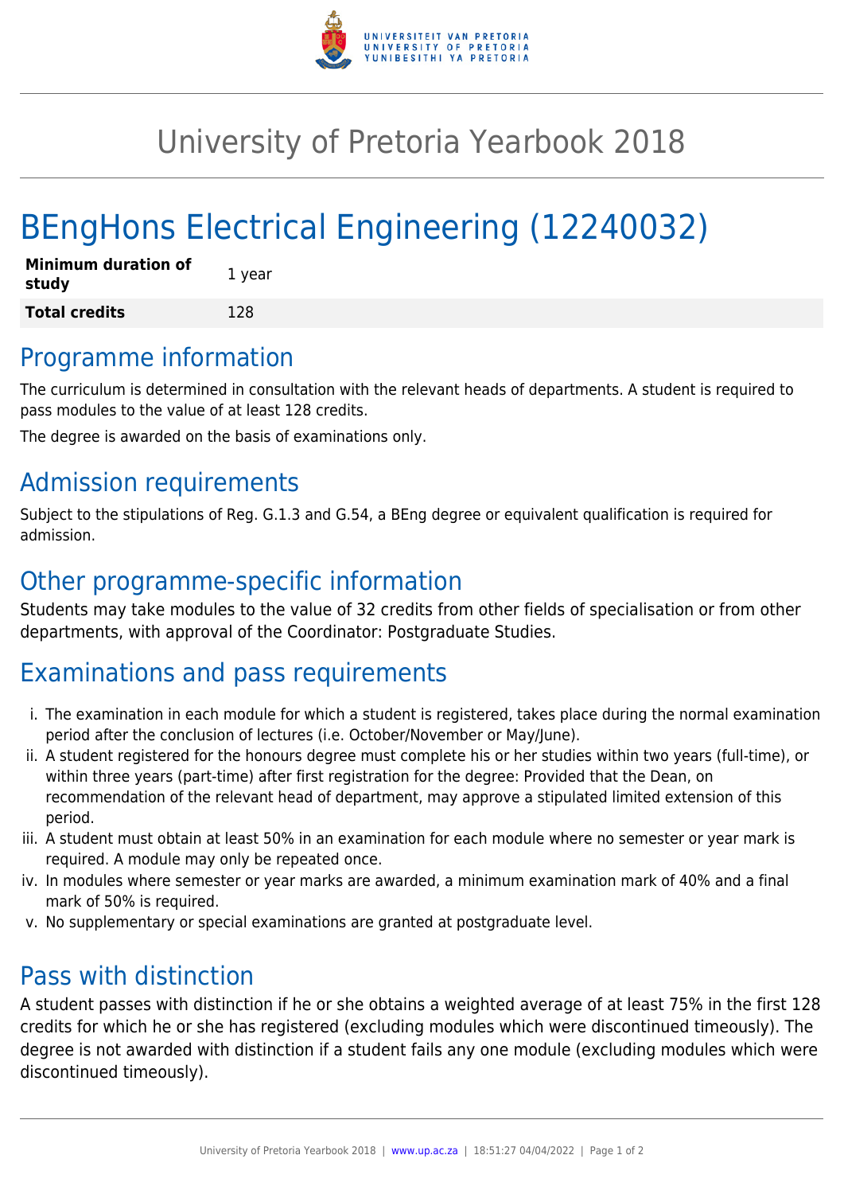# University of Pretoria Yearbook 2018

# BEngHons Electrical Engineering (12240032)

| | |
|---|---|
| **Minimum duration of study** | 1 year |
| **Total credits** | 128 |

## Programme information

The curriculum is determined in consultation with the relevant heads of departments. A student is required to pass modules to the value of at least 128 credits.

The degree is awarded on the basis of examinations only.

## Admission requirements

Subject to the stipulations of Reg. G.1.3 and G.54, a BEng degree or equivalent qualification is required for admission.

## Other programme-specific information

Students may take modules to the value of 32 credits from other fields of specialisation or from other departments, with approval of the Coordinator: Postgraduate Studies.

## Examinations and pass requirements

i. The examination in each module for which a student is registered, takes place during the normal examination period after the conclusion of lectures (i.e. October/November or May/June).
ii. A student registered for the honours degree must complete his or her studies within two years (full-time), or within three years (part-time) after first registration for the degree: Provided that the Dean, on recommendation of the relevant head of department, may approve a stipulated limited extension of this period.
iii. A student must obtain at least 50% in an examination for each module where no semester or year mark is required. A module may only be repeated once.
iv. In modules where semester or year marks are awarded, a minimum examination mark of 40% and a final mark of 50% is required.
v. No supplementary or special examinations are granted at postgraduate level.

## Pass with distinction

A student passes with distinction if he or she obtains a weighted average of at least 75% in the first 128 credits for which he or she has registered (excluding modules which were discontinued timeously). The degree is not awarded with distinction if a student fails any one module (excluding modules which were discontinued timeously).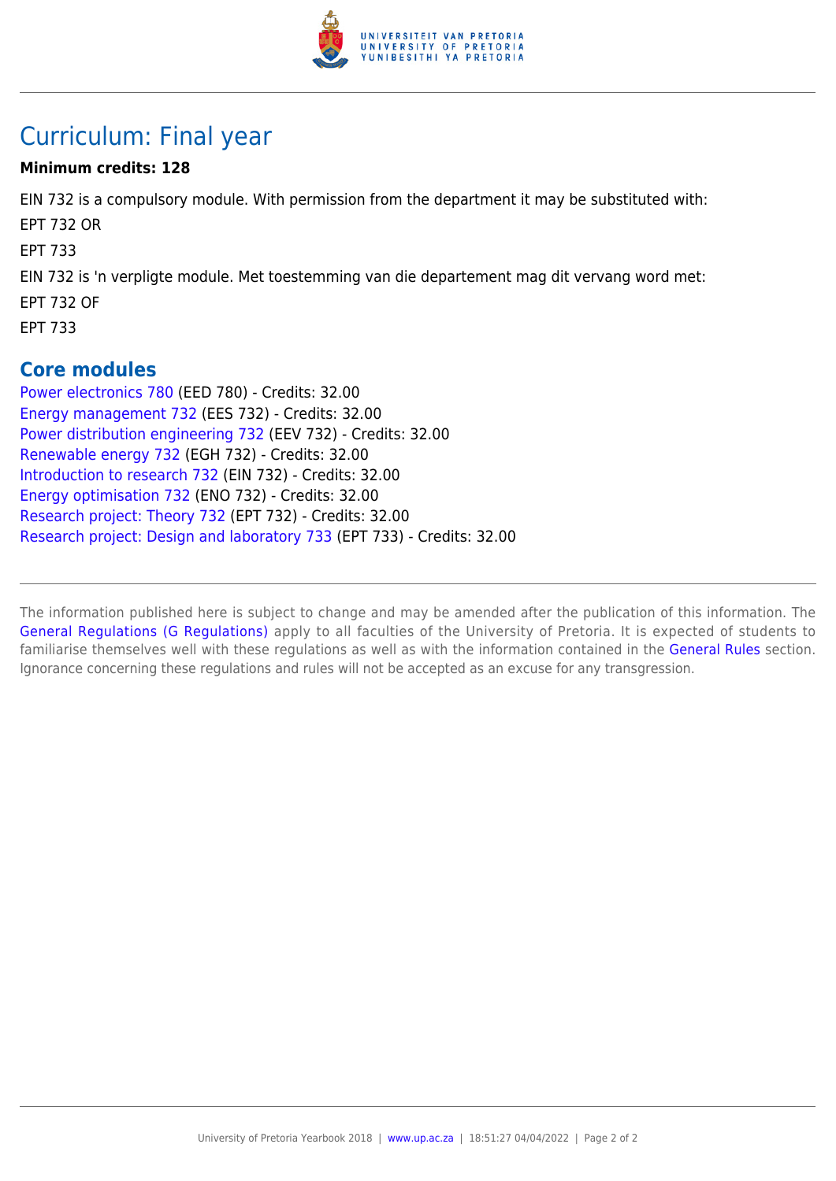# Curriculum: Final year

**Minimum credits: 128**

EIN 732 is a compulsory module. With permission from the department it may be substituted with:

EPT 732 OR

EPT 733

EIN 732 is 'n verpligte module. Met toestemming van die departement mag dit vervang word met:

EPT 732 OF

EPT 733

## Core modules

Power electronics 780 (EED 780) - Credits: 32.00
Energy management 732 (EES 732) - Credits: 32.00
Power distribution engineering 732 (EEV 732) - Credits: 32.00
Renewable energy 732 (EGH 732) - Credits: 32.00
Introduction to research 732 (EIN 732) - Credits: 32.00
Energy optimisation 732 (ENO 732) - Credits: 32.00
Research project: Theory 732 (EPT 732) - Credits: 32.00
Research project: Design and laboratory 733 (EPT 733) - Credits: 32.00

The information published here is subject to change and may be amended after the publication of this information. The General Regulations (G Regulations) apply to all faculties of the University of Pretoria. It is expected of students to familiarise themselves well with these regulations as well as with the information contained in the General Rules section. Ignorance concerning these regulations and rules will not be accepted as an excuse for any transgression.